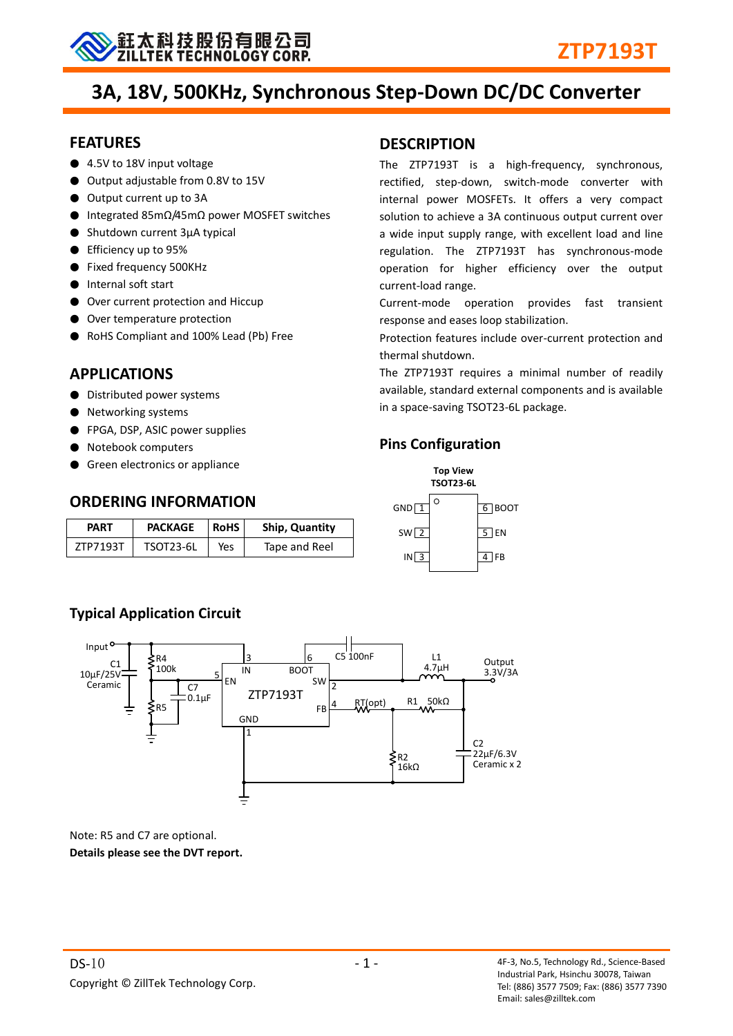# ZTP7193T

## 3A, 18V, 500KHz, Synchronous Step-Down DC/DC Converter

## FEATURES

- 4.5V to 18V input voltage
- Output adjustable from 0.8V to 15V
- Output current up to 3A
- Integrated 85mΩ/45mΩ power MOSFET switches
- Shutdown current 3μA typical
- Efficiency up to 95%
- Fixed frequency 500KHz
- Internal soft start
- Over current protection and Hiccup
- Over temperature protection
- RoHS Compliant and 100% Lead (Pb) Free

## APPLICATIONS

- Distributed power systems
- Networking systems
- FPGA, DSP, ASIC power supplies
- Notebook computers
- Green electronics or appliance

## ORDERING INFORMATION

| PART | PACKAGE | RoHS | Ship, Quantity |
|---|---|---|---|
| ZTP7193T | TSOT23-6L | Yes | Tape and Reel |

## DESCRIPTION

The ZTP7193T is a high-frequency, synchronous, rectified, step-down, switch-mode converter with internal power MOSFETs. It offers a very compact solution to achieve a 3A continuous output current over a wide input supply range, with excellent load and line regulation. The ZTP7193T has synchronous-mode operation for higher efficiency over the output current-load range.

Current-mode operation provides fast transient response and eases loop stabilization.

Protection features include over-current protection and thermal shutdown.

The ZTP7193T requires a minimal number of readily available, standard external components and is available in a space-saving TSOT23-6L package.

## Pins Configuration

Top View
TSOT23-6L

| Pin | Name | Pin | Name |
|---|---|---|---|
| 1 | GND | 6 | BOOT |
| 2 | SW | 5 | EN |
| 3 | IN | 4 | FB |

## Typical Application Circuit

Note: R5 and C7 are optional.

**Details please see the DVT report.**

DS-10

Copyright © ZillTek Technology Corp.

4F-3, No.5, Technology Rd., Science-Based Industrial Park, Hsinchu 30078, Taiwan
Tel: (886) 3577 7509; Fax: (886) 3577 7390
Email: sales@zilltek.com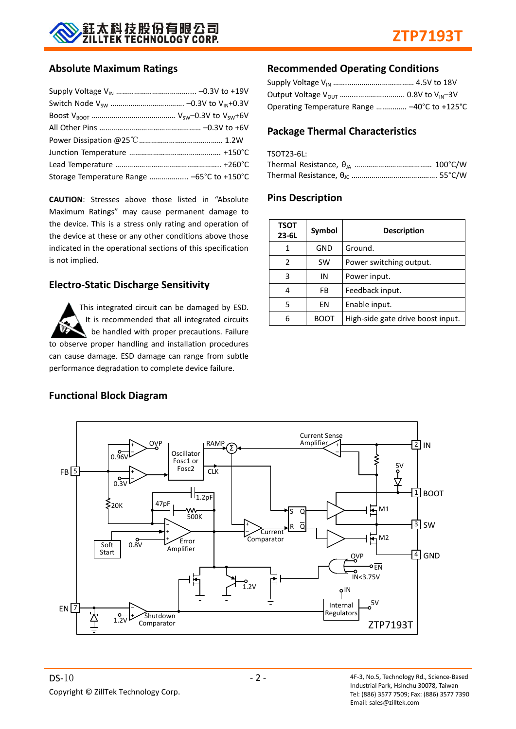## Absolute Maximum Ratings

Supply Voltage $V_{IN}$ ........................................ –0.3V to +19V
Switch Node $V_{SW}$ ..................................... –0.3V to $V_{IN}$+0.3V
Boost $V_{BOOT}$ .......................................... $V_{SW}$–0.3V to $V_{SW}$+6V
All Other Pins .................................................... –0.3V to +6V
Power Dissipation @25℃ .......................................... 1.2W
Junction Temperature ............................................. +150°C
Lead Temperature .................................................... +260°C
Storage Temperature Range .................. –65°C to +150°C

**CAUTION**: Stresses above those listed in "Absolute Maximum Ratings" may cause permanent damage to the device. This is a stress only rating and operation of the device at these or any other conditions above those indicated in the operational sections of this specification is not implied.

## Electro-Static Discharge Sensitivity

This integrated circuit can be damaged by ESD. It is recommended that all integrated circuits be handled with proper precautions. Failure to observe proper handling and installation procedures can cause damage. ESD damage can range from subtle performance degradation to complete device failure.

## Recommended Operating Conditions

Supply Voltage $V_{IN}$ ....................................... 4.5V to 18V
Output Voltage $V_{OUT}$ ................................ 0.8V to $V_{IN}$–3V
Operating Temperature Range .............. –40°C to +125°C

## Package Thermal Characteristics

TSOT23-6L:
Thermal Resistance, $\theta_{JA}$ ....................................... 100°C/W
Thermal Resistance, $\theta_{JC}$ .......................................... 55°C/W

## Pins Description

| TSOT 23-6L | Symbol | Description |
|---|---|---|
| 1 | GND | Ground. |
| 2 | SW | Power switching output. |
| 3 | IN | Power input. |
| 4 | FB | Feedback input. |
| 5 | EN | Enable input. |
| 6 | BOOT | High-side gate drive boost input. |

## Functional Block Diagram

DS-10
Copyright © ZillTek Technology Corp.

4F-3, No.5, Technology Rd., Science-Based Industrial Park, Hsinchu 30078, Taiwan
Tel: (886) 3577 7509; Fax: (886) 3577 7390
Email: sales@zilltek.com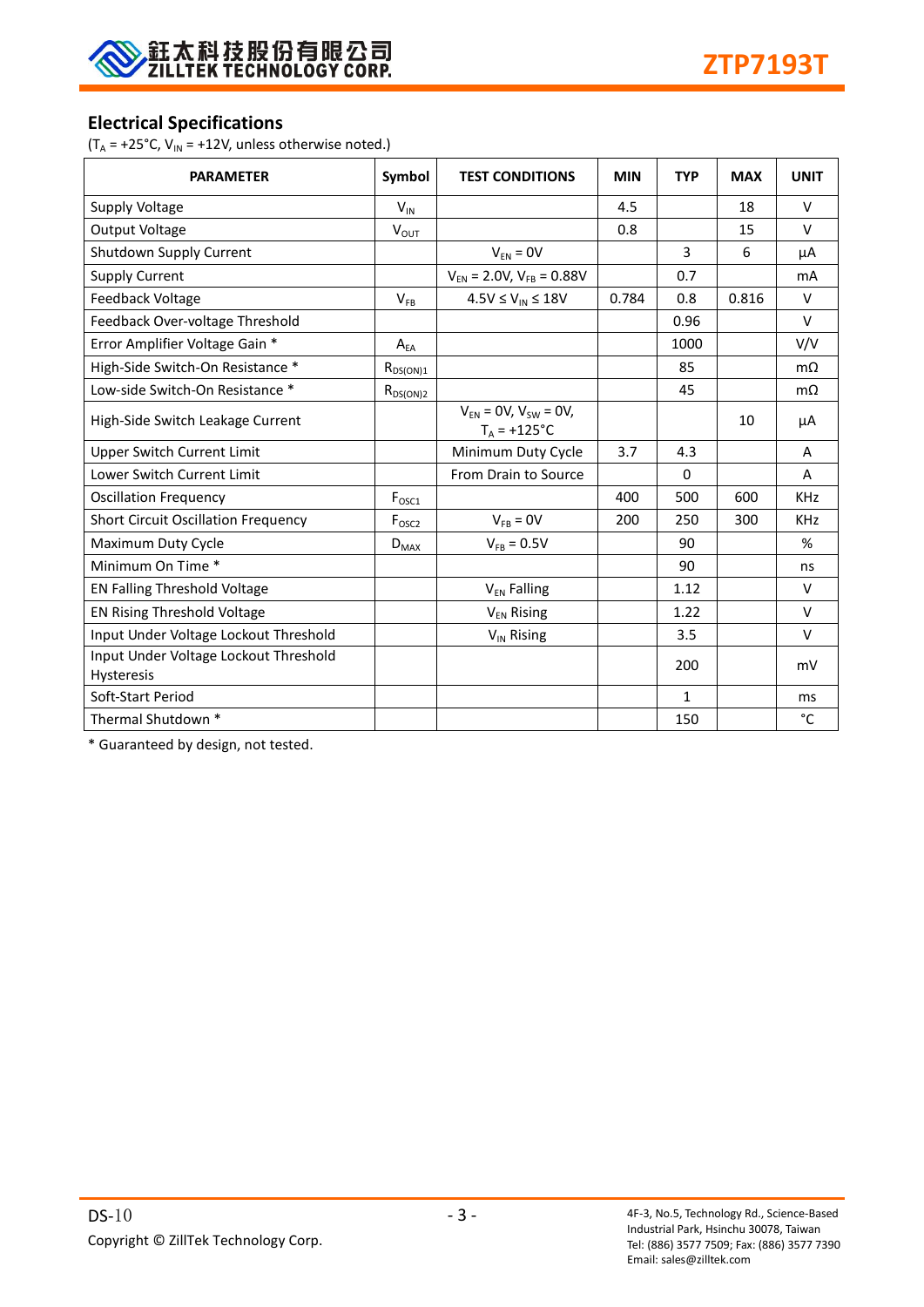## Electrical Specifications

($T_A$ = +25°C, $V_{IN}$ = +12V, unless otherwise noted.)

| PARAMETER | Symbol | TEST CONDITIONS | MIN | TYP | MAX | UNIT |
|---|---|---|---|---|---|---|
| Supply Voltage | $V_{IN}$ | | 4.5 | | 18 | V |
| Output Voltage | $V_{OUT}$ | | 0.8 | | 15 | V |
| Shutdown Supply Current | | $V_{EN}$ = 0V | | 3 | 6 | μA |
| Supply Current | | $V_{EN}$ = 2.0V, $V_{FB}$ = 0.88V | | 0.7 | | mA |
| Feedback Voltage | $V_{FB}$ | 4.5V ≤ $V_{IN}$ ≤ 18V | 0.784 | 0.8 | 0.816 | V |
| Feedback Over-voltage Threshold | | | | 0.96 | | V |
| Error Amplifier Voltage Gain * | $A_{EA}$ | | | 1000 | | V/V |
| High-Side Switch-On Resistance * | $R_{DS(ON)1}$ | | | 85 | | mΩ |
| Low-side Switch-On Resistance * | $R_{DS(ON)2}$ | | | 45 | | mΩ |
| High-Side Switch Leakage Current | | $V_{EN}$ = 0V, $V_{SW}$ = 0V, $T_A$ = +125°C | | | 10 | μA |
| Upper Switch Current Limit | | Minimum Duty Cycle | 3.7 | 4.3 | | A |
| Lower Switch Current Limit | | From Drain to Source | | 0 | | A |
| Oscillation Frequency | $F_{OSC1}$ | | 400 | 500 | 600 | KHz |
| Short Circuit Oscillation Frequency | $F_{OSC2}$ | $V_{FB}$ = 0V | 200 | 250 | 300 | KHz |
| Maximum Duty Cycle | $D_{MAX}$ | $V_{FB}$ = 0.5V | | 90 | | % |
| Minimum On Time * | | | | 90 | | ns |
| EN Falling Threshold Voltage | | $V_{EN}$ Falling | | 1.12 | | V |
| EN Rising Threshold Voltage | | $V_{EN}$ Rising | | 1.22 | | V |
| Input Under Voltage Lockout Threshold | | $V_{IN}$ Rising | | 3.5 | | V |
| Input Under Voltage Lockout Threshold Hysteresis | | | | 200 | | mV |
| Soft-Start Period | | | | 1 | | ms |
| Thermal Shutdown * | | | | 150 | | °C |

* Guaranteed by design, not tested.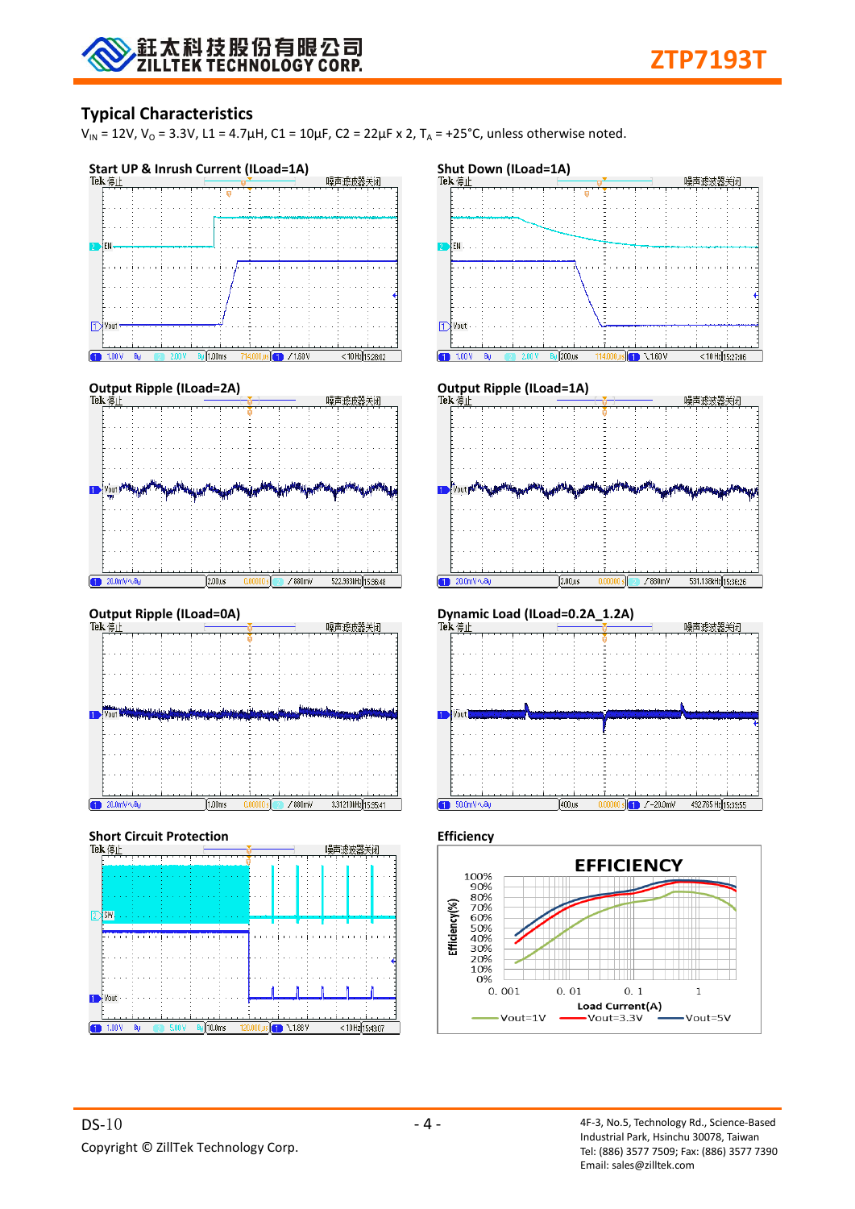## Typical Characteristics

$V_{IN}$ = 12V, $V_O$ = 3.3V, L1 = 4.7μH, C1 = 10μF, C2 = 22μF x 2, $T_A$ = +25°C, unless otherwise noted.

**Start UP & Inrush Current (ILoad=1A)**

**Shut Down (ILoad=1A)**

**Output Ripple (ILoad=2A)**

**Output Ripple (ILoad=1A)**

**Output Ripple (ILoad=0A)**

**Dynamic Load (ILoad=0.2A_1.2A)**

**Short Circuit Protection**

**Efficiency**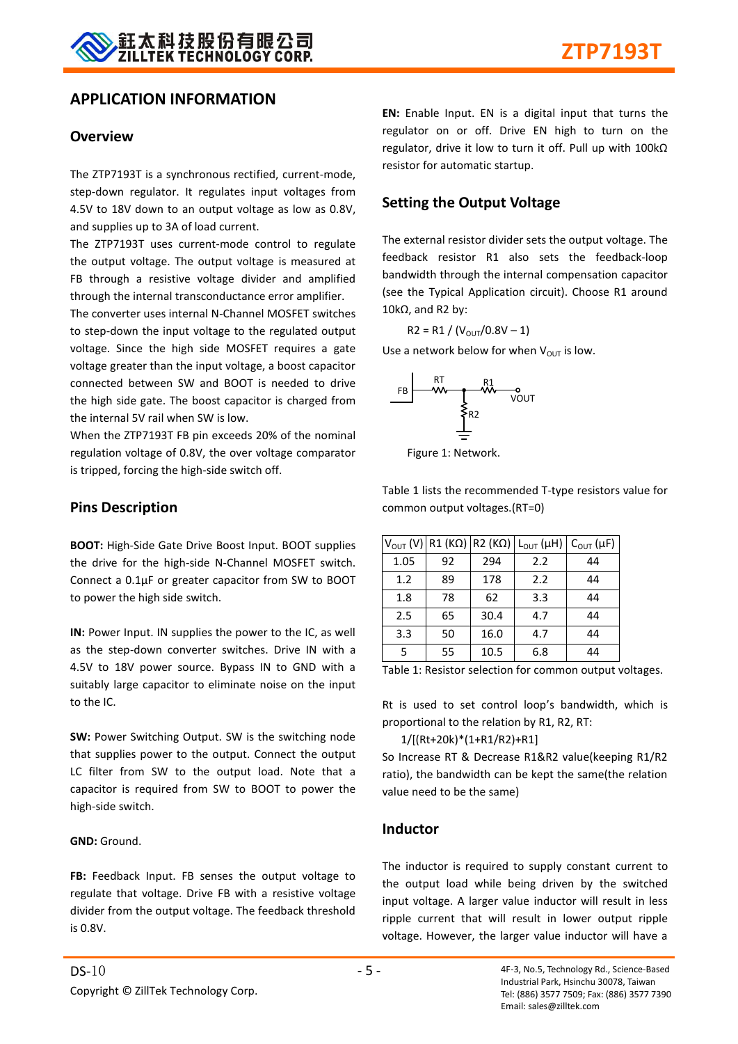## APPLICATION INFORMATION

### Overview

The ZTP7193T is a synchronous rectified, current-mode, step-down regulator. It regulates input voltages from 4.5V to 18V down to an output voltage as low as 0.8V, and supplies up to 3A of load current.

The ZTP7193T uses current-mode control to regulate the output voltage. The output voltage is measured at FB through a resistive voltage divider and amplified through the internal transconductance error amplifier.

The converter uses internal N-Channel MOSFET switches to step-down the input voltage to the regulated output voltage. Since the high side MOSFET requires a gate voltage greater than the input voltage, a boost capacitor connected between SW and BOOT is needed to drive the high side gate. The boost capacitor is charged from the internal 5V rail when SW is low.

When the ZTP7193T FB pin exceeds 20% of the nominal regulation voltage of 0.8V, the over voltage comparator is tripped, forcing the high-side switch off.

### Pins Description

**BOOT:** High-Side Gate Drive Boost Input. BOOT supplies the drive for the high-side N-Channel MOSFET switch. Connect a 0.1μF or greater capacitor from SW to BOOT to power the high side switch.

**IN:** Power Input. IN supplies the power to the IC, as well as the step-down converter switches. Drive IN with a 4.5V to 18V power source. Bypass IN to GND with a suitably large capacitor to eliminate noise on the input to the IC.

**SW:** Power Switching Output. SW is the switching node that supplies power to the output. Connect the output LC filter from SW to the output load. Note that a capacitor is required from SW to BOOT to power the high-side switch.

**GND:** Ground.

**FB:** Feedback Input. FB senses the output voltage to regulate that voltage. Drive FB with a resistive voltage divider from the output voltage. The feedback threshold is 0.8V.

**EN:** Enable Input. EN is a digital input that turns the regulator on or off. Drive EN high to turn on the regulator, drive it low to turn it off. Pull up with 100kΩ resistor for automatic startup.

### Setting the Output Voltage

The external resistor divider sets the output voltage. The feedback resistor R1 also sets the feedback-loop bandwidth through the internal compensation capacitor (see the Typical Application circuit). Choose R1 around 10kΩ, and R2 by:

$$R2 = R1 / (V_{OUT}/0.8V - 1)$$

Use a network below for when $V_{OUT}$ is low.

Figure 1: Network.

Table 1 lists the recommended T-type resistors value for common output voltages.(RT=0)

| $V_{OUT}$ (V) | R1 (KΩ) | R2 (KΩ) | $L_{OUT}$ (μH) | $C_{OUT}$ (μF) |
|---|---|---|---|---|
| 1.05 | 92 | 294 | 2.2 | 44 |
| 1.2 | 89 | 178 | 2.2 | 44 |
| 1.8 | 78 | 62 | 3.3 | 44 |
| 2.5 | 65 | 30.4 | 4.7 | 44 |
| 3.3 | 50 | 16.0 | 4.7 | 44 |
| 5 | 55 | 10.5 | 6.8 | 44 |

Table 1: Resistor selection for common output voltages.

Rt is used to set control loop's bandwidth, which is proportional to the relation by R1, R2, RT:

$$1/[(Rt+20k)*(1+R1/R2)+R1]$$

So Increase RT & Decrease R1&R2 value(keeping R1/R2 ratio), the bandwidth can be kept the same(the relation value need to be the same)

### Inductor

The inductor is required to supply constant current to the output load while being driven by the switched input voltage. A larger value inductor will result in less ripple current that will result in lower output ripple voltage. However, the larger value inductor will have a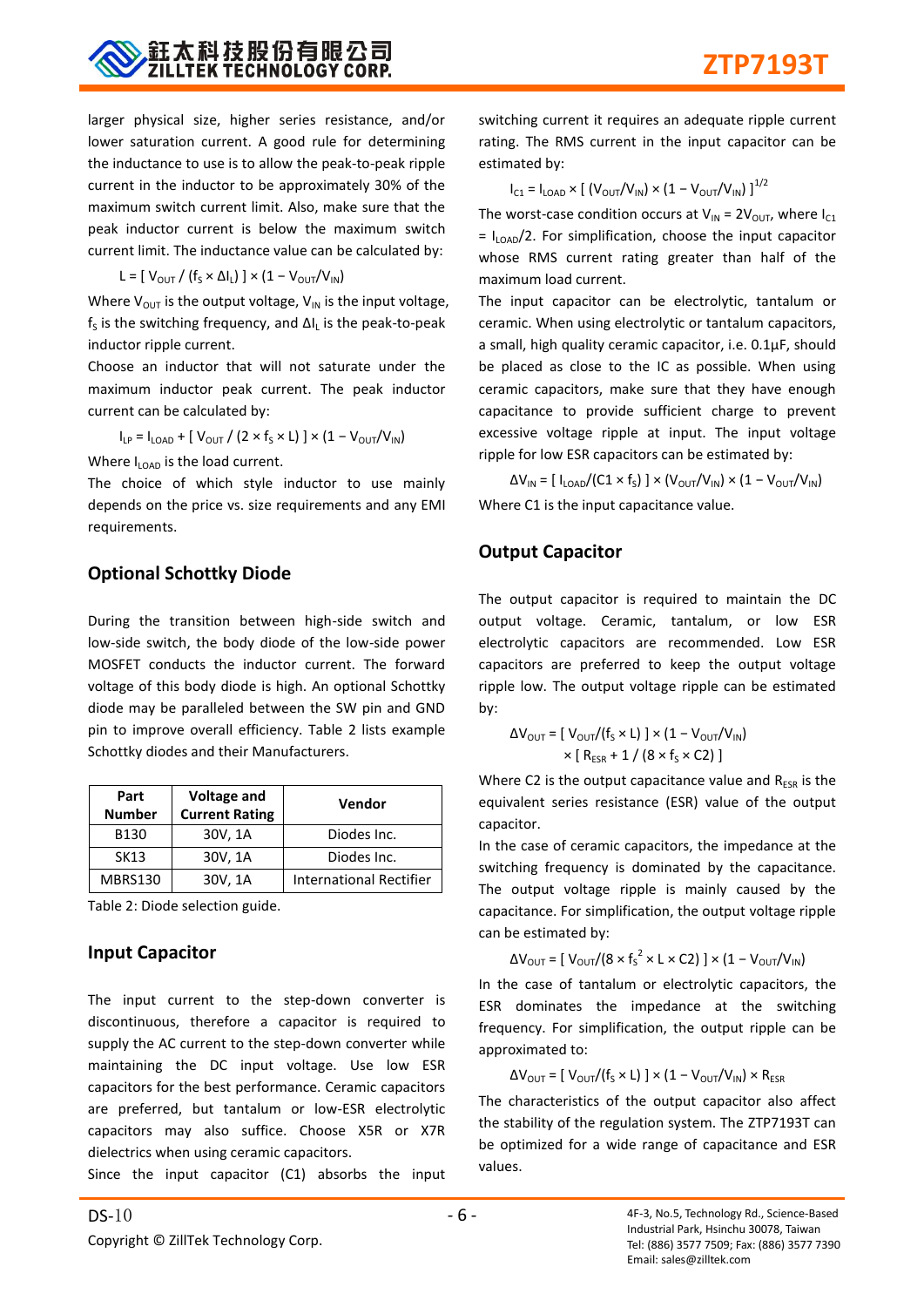larger physical size, higher series resistance, and/or lower saturation current. A good rule for determining the inductance to use is to allow the peak-to-peak ripple current in the inductor to be approximately 30% of the maximum switch current limit. Also, make sure that the peak inductor current is below the maximum switch current limit. The inductance value can be calculated by:

$$L = [\, V_{OUT} / (f_S \times \Delta I_L)\,] \times (1 - V_{OUT}/V_{IN})$$

Where $V_{OUT}$ is the output voltage, $V_{IN}$ is the input voltage, $f_S$ is the switching frequency, and $\Delta I_L$ is the peak-to-peak inductor ripple current.

Choose an inductor that will not saturate under the maximum inductor peak current. The peak inductor current can be calculated by:

$$I_{LP} = I_{LOAD} + [\, V_{OUT} / (2 \times f_S \times L)\,] \times (1 - V_{OUT}/V_{IN})$$

Where $I_{LOAD}$ is the load current.

The choice of which style inductor to use mainly depends on the price vs. size requirements and any EMI requirements.

## Optional Schottky Diode

During the transition between high-side switch and low-side switch, the body diode of the low-side power MOSFET conducts the inductor current. The forward voltage of this body diode is high. An optional Schottky diode may be paralleled between the SW pin and GND pin to improve overall efficiency. Table 2 lists example Schottky diodes and their Manufacturers.

| Part Number | Voltage and Current Rating | Vendor |
|---|---|---|
| B130 | 30V, 1A | Diodes Inc. |
| SK13 | 30V, 1A | Diodes Inc. |
| MBRS130 | 30V, 1A | International Rectifier |

Table 2: Diode selection guide.

## Input Capacitor

The input current to the step-down converter is discontinuous, therefore a capacitor is required to supply the AC current to the step-down converter while maintaining the DC input voltage. Use low ESR capacitors for the best performance. Ceramic capacitors are preferred, but tantalum or low-ESR electrolytic capacitors may also suffice. Choose X5R or X7R dielectrics when using ceramic capacitors.

Since the input capacitor (C1) absorbs the input switching current it requires an adequate ripple current rating. The RMS current in the input capacitor can be estimated by:

$$I_{C1} = I_{LOAD} \times [\, (V_{OUT}/V_{IN}) \times (1 - V_{OUT}/V_{IN})\,]^{1/2}$$

The worst-case condition occurs at $V_{IN} = 2V_{OUT}$, where $I_{C1} = I_{LOAD}/2$. For simplification, choose the input capacitor whose RMS current rating greater than half of the maximum load current.

The input capacitor can be electrolytic, tantalum or ceramic. When using electrolytic or tantalum capacitors, a small, high quality ceramic capacitor, i.e. 0.1μF, should be placed as close to the IC as possible. When using ceramic capacitors, make sure that they have enough capacitance to provide sufficient charge to prevent excessive voltage ripple at input. The input voltage ripple for low ESR capacitors can be estimated by:

$$\Delta V_{IN} = [\, I_{LOAD}/(C1 \times f_S)\,] \times (V_{OUT}/V_{IN}) \times (1 - V_{OUT}/V_{IN})$$

Where C1 is the input capacitance value.

## Output Capacitor

The output capacitor is required to maintain the DC output voltage. Ceramic, tantalum, or low ESR electrolytic capacitors are recommended. Low ESR capacitors are preferred to keep the output voltage ripple low. The output voltage ripple can be estimated by:

$$\Delta V_{OUT} = [\, V_{OUT}/(f_S \times L)\,] \times (1 - V_{OUT}/V_{IN}) \times [\, R_{ESR} + 1 / (8 \times f_S \times C2)\,]$$

Where C2 is the output capacitance value and $R_{ESR}$ is the equivalent series resistance (ESR) value of the output capacitor.

In the case of ceramic capacitors, the impedance at the switching frequency is dominated by the capacitance. The output voltage ripple is mainly caused by the capacitance. For simplification, the output voltage ripple can be estimated by:

$$\Delta V_{OUT} = [\, V_{OUT}/(8 \times f_S^2 \times L \times C2)\,] \times (1 - V_{OUT}/V_{IN})$$

In the case of tantalum or electrolytic capacitors, the ESR dominates the impedance at the switching frequency. For simplification, the output ripple can be approximated to:

$$\Delta V_{OUT} = [\, V_{OUT}/(f_S \times L)\,] \times (1 - V_{OUT}/V_{IN}) \times R_{ESR}$$

The characteristics of the output capacitor also affect the stability of the regulation system. The ZTP7193T can be optimized for a wide range of capacitance and ESR values.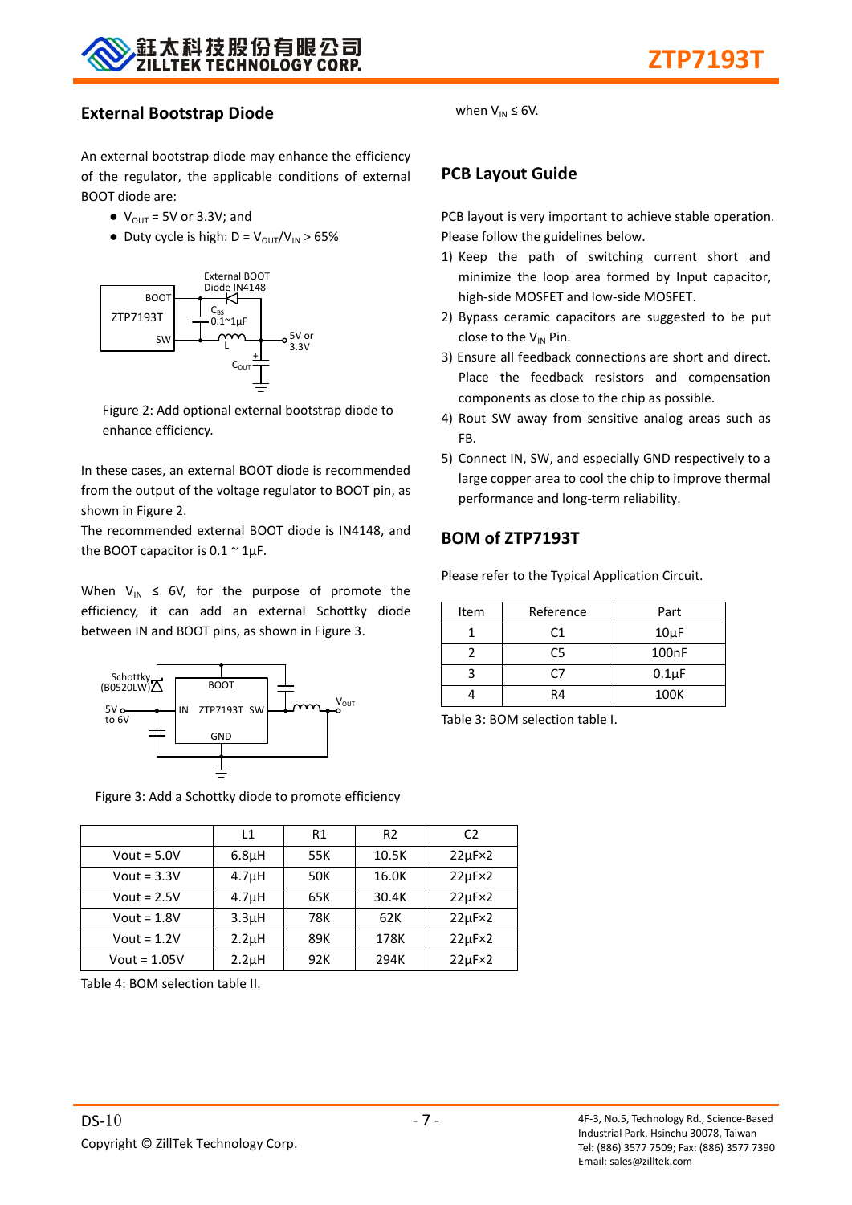## External Bootstrap Diode

An external bootstrap diode may enhance the efficiency of the regulator, the applicable conditions of external BOOT diode are:

- $V_{OUT}$ = 5V or 3.3V; and
- Duty cycle is high: D = $V_{OUT}/V_{IN}$ > 65%

Figure 2: Add optional external bootstrap diode to enhance efficiency.

In these cases, an external BOOT diode is recommended from the output of the voltage regulator to BOOT pin, as shown in Figure 2.

The recommended external BOOT diode is IN4148, and the BOOT capacitor is 0.1 ~ 1µF.

When $V_{IN}$ ≤ 6V, for the purpose of promote the efficiency, it can add an external Schottky diode between IN and BOOT pins, as shown in Figure 3.

Figure 3: Add a Schottky diode to promote efficiency

| | L1 | R1 | R2 | C2 |
|---|---|---|---|---|
| Vout = 5.0V | 6.8µH | 55K | 10.5K | 22µF×2 |
| Vout = 3.3V | 4.7µH | 50K | 16.0K | 22µF×2 |
| Vout = 2.5V | 4.7µH | 65K | 30.4K | 22µF×2 |
| Vout = 1.8V | 3.3µH | 78K | 62K | 22µF×2 |
| Vout = 1.2V | 2.2µH | 89K | 178K | 22µF×2 |
| Vout = 1.05V | 2.2µH | 92K | 294K | 22µF×2 |

Table 4: BOM selection table II.

when $V_{IN}$ ≤ 6V.

## PCB Layout Guide

PCB layout is very important to achieve stable operation. Please follow the guidelines below.

1) Keep the path of switching current short and minimize the loop area formed by Input capacitor, high-side MOSFET and low-side MOSFET.
2) Bypass ceramic capacitors are suggested to be put close to the $V_{IN}$ Pin.
3) Ensure all feedback connections are short and direct. Place the feedback resistors and compensation components as close to the chip as possible.
4) Rout SW away from sensitive analog areas such as FB.
5) Connect IN, SW, and especially GND respectively to a large copper area to cool the chip to improve thermal performance and long-term reliability.

## BOM of ZTP7193T

Please refer to the Typical Application Circuit.

| Item | Reference | Part |
|---|---|---|
| 1 | C1 | 10µF |
| 2 | C5 | 100nF |
| 3 | C7 | 0.1µF |
| 4 | R4 | 100K |

Table 3: BOM selection table I.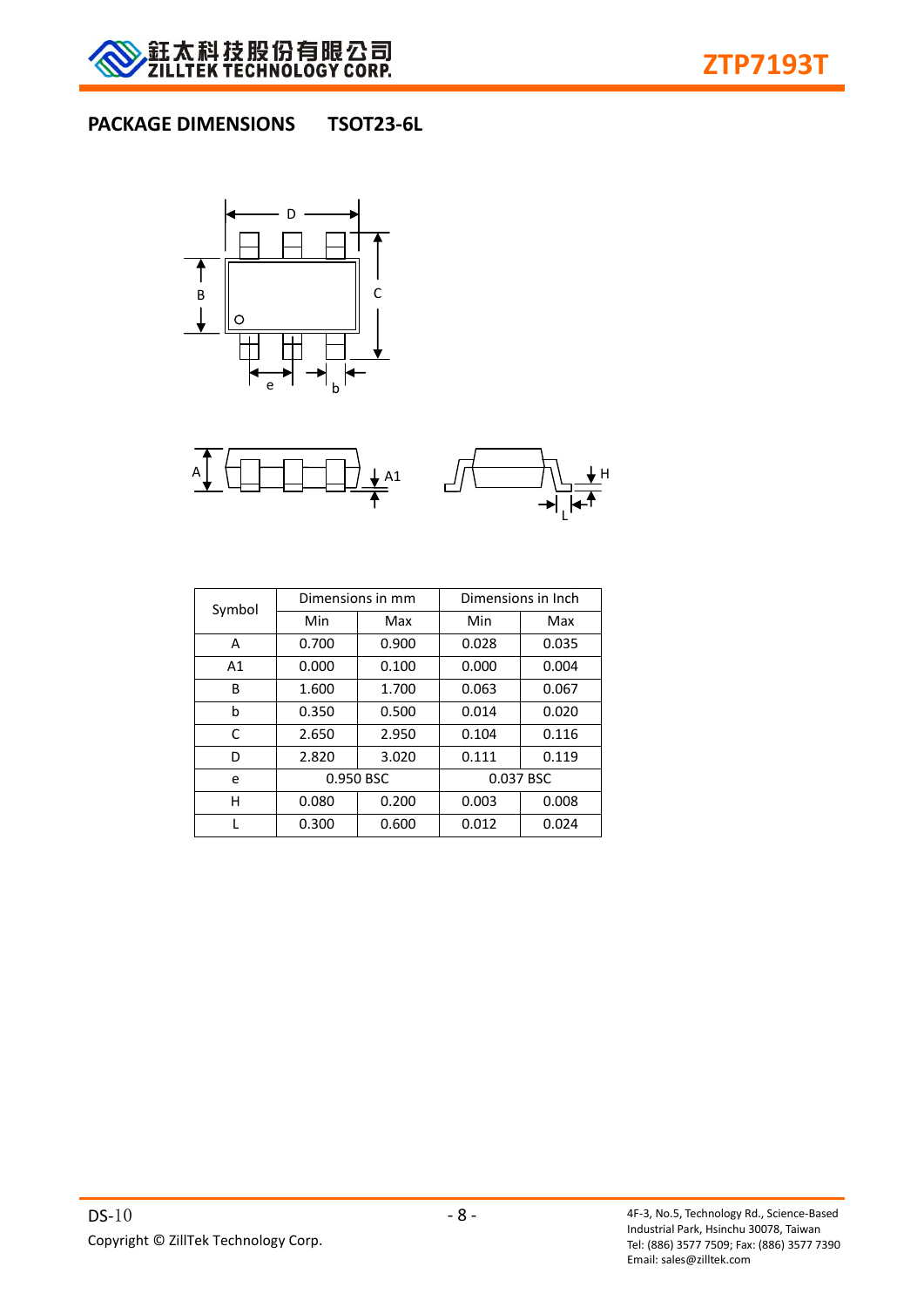## PACKAGE DIMENSIONS TSOT23-6L

| Symbol | Dimensions in mm | | Dimensions in Inch | |
|---|---|---|---|---|
| | Min | Max | Min | Max |
| A | 0.700 | 0.900 | 0.028 | 0.035 |
| A1 | 0.000 | 0.100 | 0.000 | 0.004 |
| B | 1.600 | 1.700 | 0.063 | 0.067 |
| b | 0.350 | 0.500 | 0.014 | 0.020 |
| C | 2.650 | 2.950 | 0.104 | 0.116 |
| D | 2.820 | 3.020 | 0.111 | 0.119 |
| e | 0.950 BSC | | 0.037 BSC | |
| H | 0.080 | 0.200 | 0.003 | 0.008 |
| L | 0.300 | 0.600 | 0.012 | 0.024 |

DS-10

Copyright © ZillTek Technology Corp.

4F-3, No.5, Technology Rd., Science-Based Industrial Park, Hsinchu 30078, Taiwan
Tel: (886) 3577 7509; Fax: (886) 3577 7390
Email: sales@zilltek.com